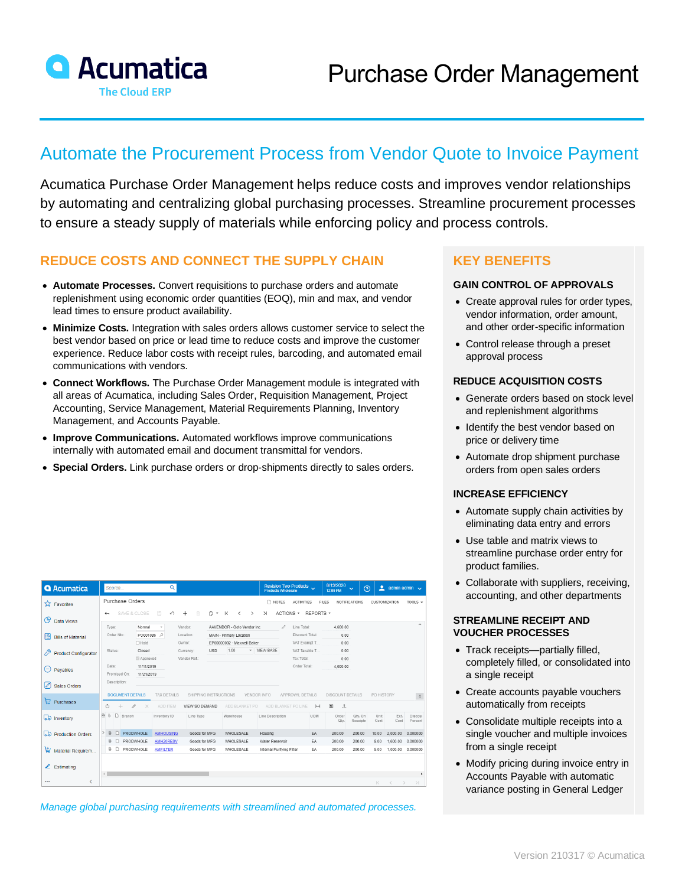# Purchase Order Management

## Automate the Procurement Process from Vendor Quote to Invoice Payment

Acumatica Purchase Order Management helps reduce costs and improves vendor relationships by automating and centralizing global purchasing processes. Streamline procurement processes to ensure a steady supply of materials while enforcing policy and process controls.

### REDUCE COSTS AND CONNECT THE SUPPLY CHAIN

- **Automate Processes.** Convert requisitions to purchase orders and automate replenishment using economic order quantities (EOQ), min and max, and vendor lead times to ensure product availability.
- **Minimize Costs.** Integration with sales orders allows customer service to select the best vendor based on price or lead time to reduce costs and improve the customer experience. Reduce labor costs with receipt rules, barcoding, and automated email communications with vendors.
- **Connect Workflows.** The Purchase Order Management module is integrated with all areas of Acumatica, including Sales Order, Requisition Management, Project Accounting, Service Management, Material Requirements Planning, Inventory Management, and Accounts Payable.
- **Improve Communications.** Automated workflows improve communications internally with automated email and document transmittal for vendors.
- **Special Orders.** Link purchase orders or drop-shipments directly to sales orders.

*Manage global purchasing requirements with streamlined and automated processes.*

### KEY BENEFITS

#### GAIN CONTROL OF APPROVALS

- Create approval rules for order types, vendor information, order amount, and other order-specific information
- Control release through a preset approval process

#### REDUCE ACQUISITION COSTS

- Generate orders based on stock level and replenishment algorithms
- Identify the best vendor based on price or delivery time
- Automate drop shipment purchase orders from open sales orders

#### INCREASE EFFICIENCY

- Automate supply chain activities by eliminating data entry and errors
- Use table and matrix views to streamline purchase order entry for product families.
- Collaborate with suppliers, receiving, accounting, and other departments

#### STREAMLINE RECEIPT AND VOUCHER PROCESSES

- Track receipts—partially filled, completely filled, or consolidated into a single receipt
- Create accounts payable vouchers automatically from receipts
- Consolidate multiple receipts into a single voucher and multiple invoices from a single receipt
- Modify pricing during invoice entry in Accounts Payable with automatic variance posting in General Ledger

Version 210317 © Acumatica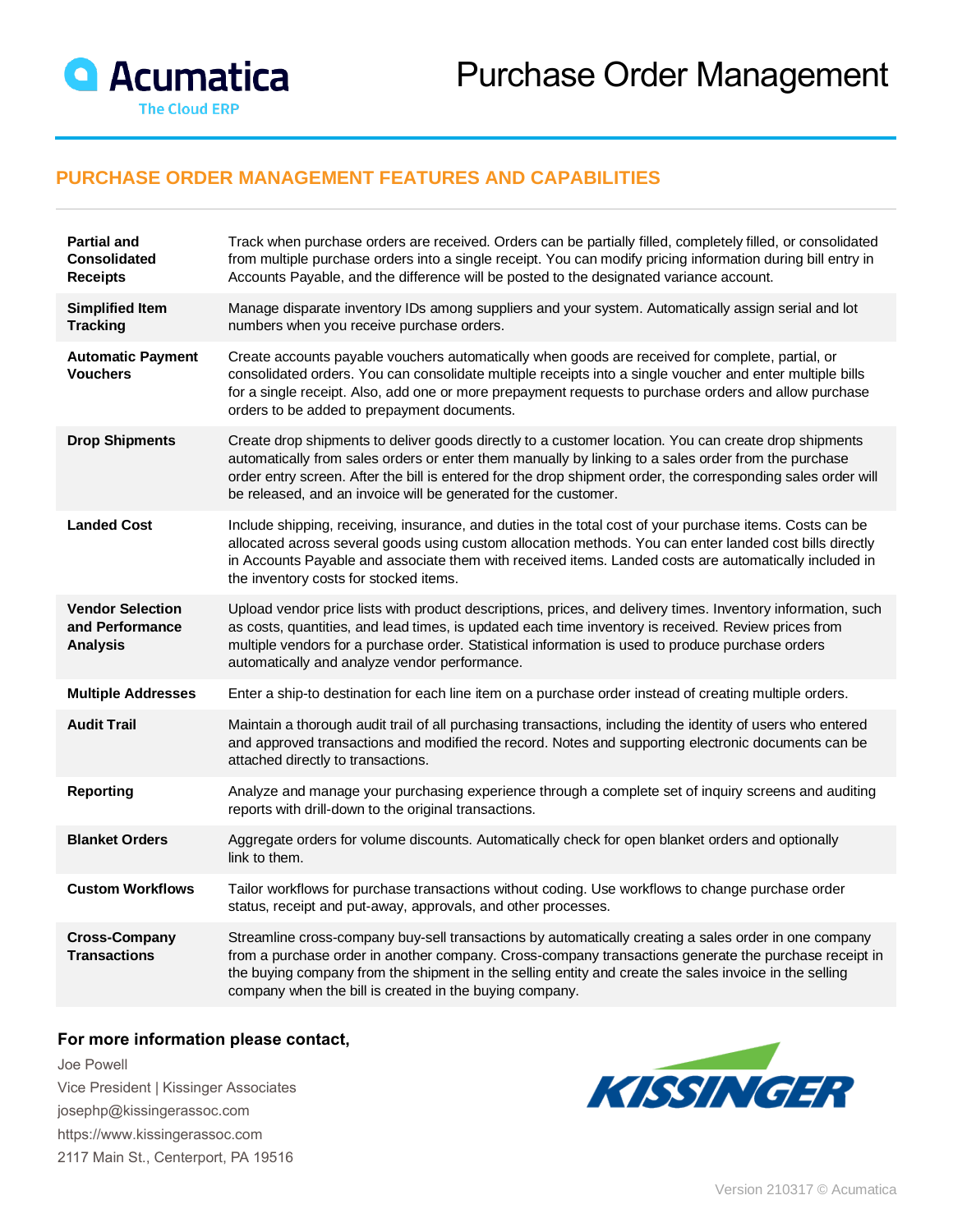# Purchase Order Management

## PURCHASE ORDER MANAGEMENT FEATURES AND CAPABILITIES

| | |
|---|---|
| **Partial and Consolidated Receipts** | Track when purchase orders are received. Orders can be partially filled, completely filled, or consolidated from multiple purchase orders into a single receipt. You can modify pricing information during bill entry in Accounts Payable, and the difference will be posted to the designated variance account. |
| **Simplified Item Tracking** | Manage disparate inventory IDs among suppliers and your system. Automatically assign serial and lot numbers when you receive purchase orders. |
| **Automatic Payment Vouchers** | Create accounts payable vouchers automatically when goods are received for complete, partial, or consolidated orders. You can consolidate multiple receipts into a single voucher and enter multiple bills for a single receipt. Also, add one or more prepayment requests to purchase orders and allow purchase orders to be added to prepayment documents. |
| **Drop Shipments** | Create drop shipments to deliver goods directly to a customer location. You can create drop shipments automatically from sales orders or enter them manually by linking to a sales order from the purchase order entry screen. After the bill is entered for the drop shipment order, the corresponding sales order will be released, and an invoice will be generated for the customer. |
| **Landed Cost** | Include shipping, receiving, insurance, and duties in the total cost of your purchase items. Costs can be allocated across several goods using custom allocation methods. You can enter landed cost bills directly in Accounts Payable and associate them with received items. Landed costs are automatically included in the inventory costs for stocked items. |
| **Vendor Selection and Performance Analysis** | Upload vendor price lists with product descriptions, prices, and delivery times. Inventory information, such as costs, quantities, and lead times, is updated each time inventory is received. Review prices from multiple vendors for a purchase order. Statistical information is used to produce purchase orders automatically and analyze vendor performance. |
| **Multiple Addresses** | Enter a ship-to destination for each line item on a purchase order instead of creating multiple orders. |
| **Audit Trail** | Maintain a thorough audit trail of all purchasing transactions, including the identity of users who entered and approved transactions and modified the record. Notes and supporting electronic documents can be attached directly to transactions. |
| **Reporting** | Analyze and manage your purchasing experience through a complete set of inquiry screens and auditing reports with drill-down to the original transactions. |
| **Blanket Orders** | Aggregate orders for volume discounts. Automatically check for open blanket orders and optionally link to them. |
| **Custom Workflows** | Tailor workflows for purchase transactions without coding. Use workflows to change purchase order status, receipt and put-away, approvals, and other processes. |
| **Cross-Company Transactions** | Streamline cross-company buy-sell transactions by automatically creating a sales order in one company from a purchase order in another company. Cross-company transactions generate the purchase receipt in the buying company from the shipment in the selling entity and create the sales invoice in the selling company when the bill is created in the buying company. |

### For more information please contact,

Joe Powell
Vice President | Kissinger Associates
josephp@kissingerassoc.com
https://www.kissingerassoc.com
2117 Main St., Centerport, PA 19516

Version 210317 © Acumatica